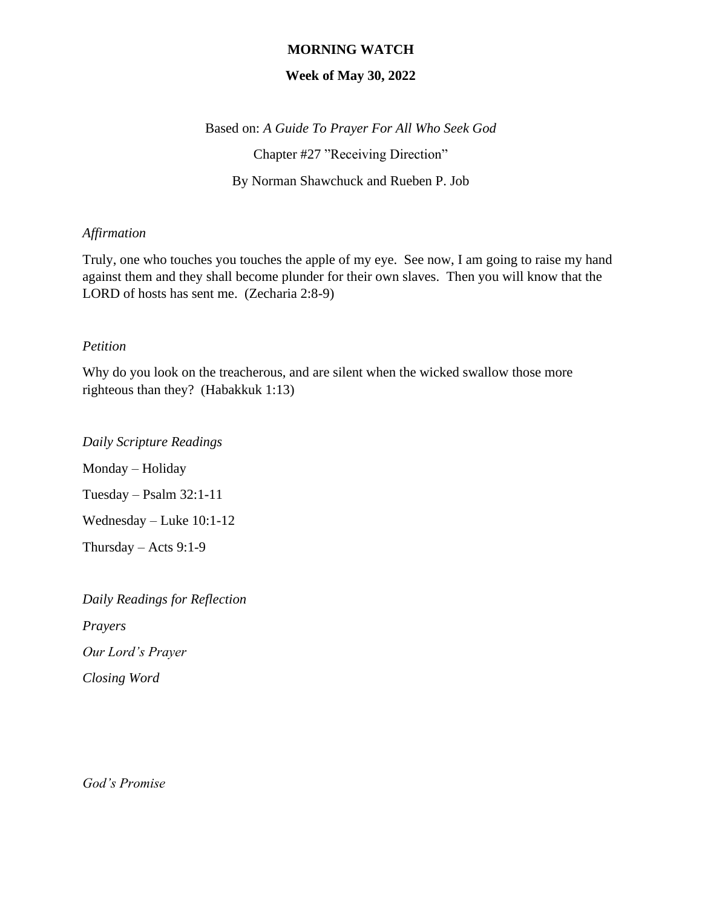**MORNING WATCH**

**Week of May 30, 2022**

Based on: *A Guide To Prayer For All Who Seek God*

Chapter #27 ”Receiving Direction”

By Norman Shawchuck and Rueben P. Job

*Affirmation*

Truly, one who touches you touches the apple of my eye. See now, I am going to raise my hand against them and they shall become plunder for their own slaves. Then you will know that the LORD of hosts has sent me. (Zecharia 2:8-9)

*Petition*

Why do you look on the treacherous, and are silent when the wicked swallow those more righteous than they? (Habakkuk 1:13)

*Daily Scripture Readings*

Monday – Holiday

Tuesday – Psalm 32:1-11

Wednesday – Luke 10:1-12

Thursday – Acts 9:1-9

*Daily Readings for Reflection*

*Prayers*

*Our Lord’s Prayer*

*Closing Word*

*God’s Promise*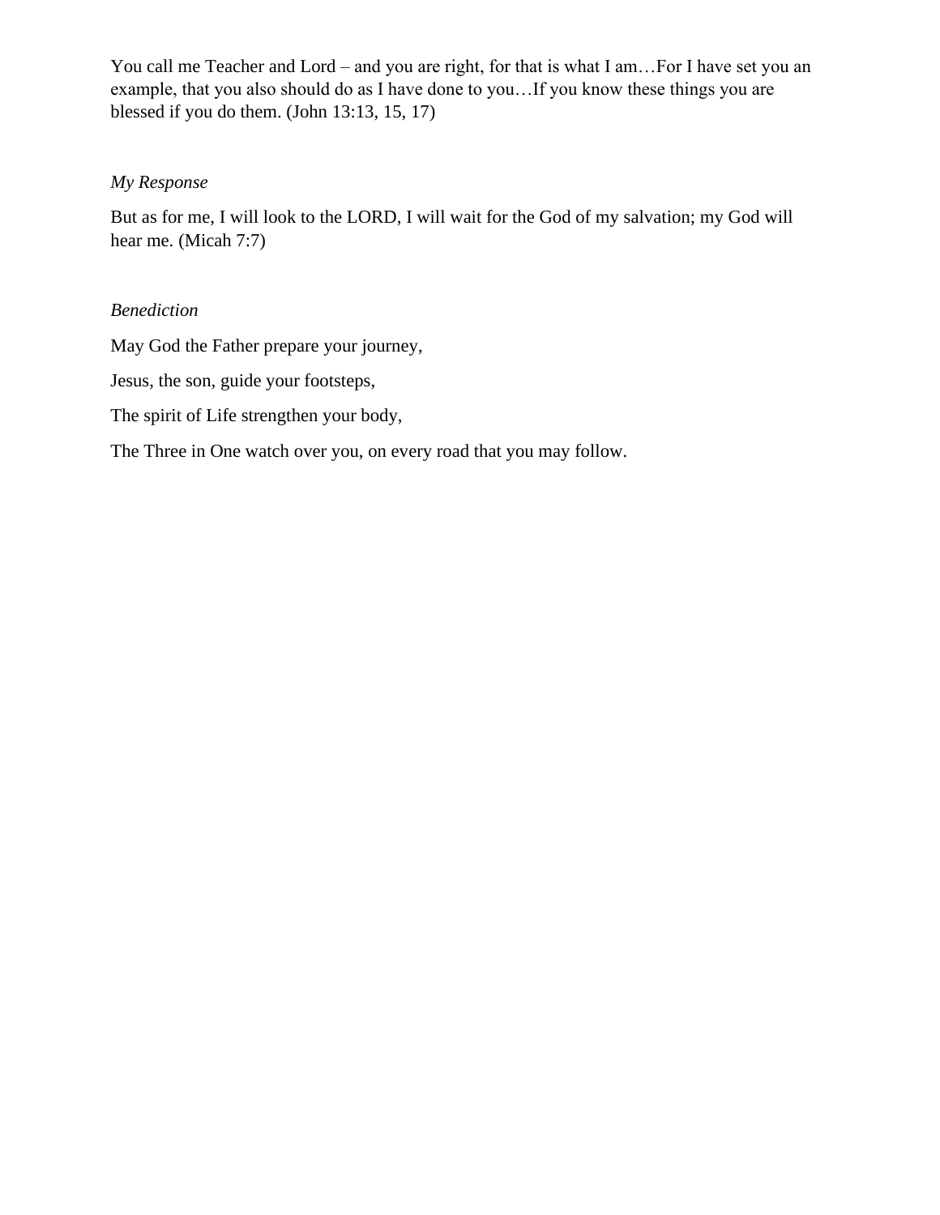You call me Teacher and Lord – and you are right, for that is what I am…For I have set you an example, that you also should do as I have done to you…If you know these things you are blessed if you do them. (John 13:13, 15, 17)

*My Response*

But as for me, I will look to the LORD, I will wait for the God of my salvation; my God will hear me. (Micah 7:7)

*Benediction*

May God the Father prepare your journey,

Jesus, the son, guide your footsteps,

The spirit of Life strengthen your body,

The Three in One watch over you, on every road that you may follow.